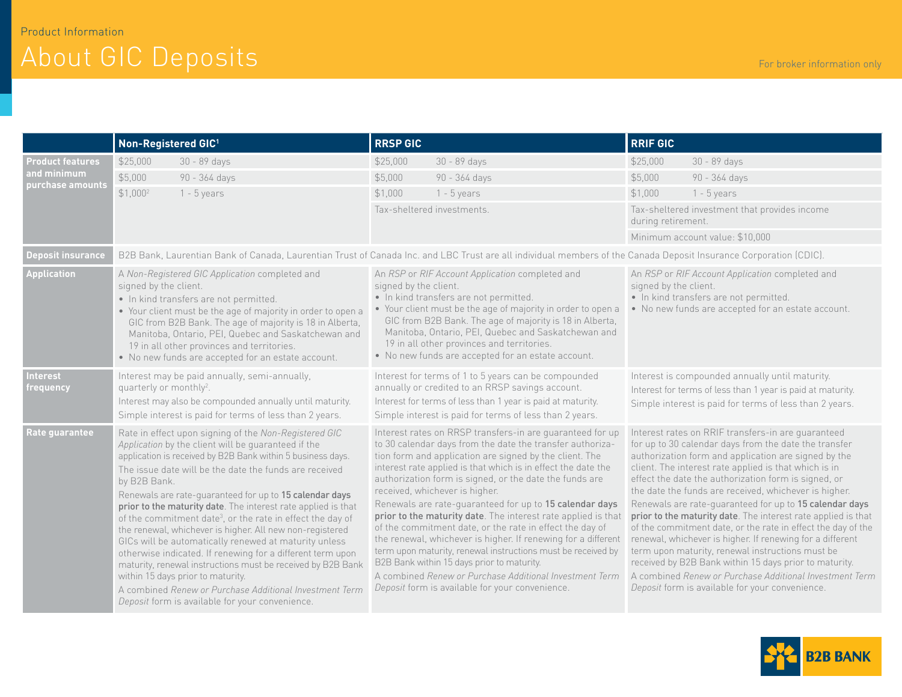Product Information

# About GIC Deposits

For broker information only

| | Non-Registered GIC[1] | RRSP GIC | RRIF GIC |
|---|---|---|---|
| **Product features and minimum purchase amounts** | $25,000 — 30 - 89 days<br>$5,000 — 90 - 364 days<br>$1,000[2] — 1 - 5 years | $25,000 — 30 - 89 days<br>$5,000 — 90 - 364 days<br>$1,000 — 1 - 5 years<br>Tax-sheltered investments. | $25,000 — 30 - 89 days<br>$5,000 — 90 - 364 days<br>$1,000 — 1 - 5 years<br>Tax-sheltered investment that provides income during retirement.<br>Minimum account value: $10,000 |
| **Deposit insurance** | B2B Bank, Laurentian Bank of Canada, Laurentian Trust of Canada Inc. and LBC Trust are all individual members of the Canada Deposit Insurance Corporation (CDIC). | | |
| **Application** | A *Non-Registered GIC Application* completed and signed by the client.<br>• In kind transfers are not permitted.<br>• Your client must be the age of majority in order to open a GIC from B2B Bank. The age of majority is 18 in Alberta, Manitoba, Ontario, PEI, Quebec and Saskatchewan and 19 in all other provinces and territories.<br>• No new funds are accepted for an estate account. | An *RSP* or *RIF Account Application* completed and signed by the client.<br>• In kind transfers are not permitted.<br>• Your client must be the age of majority in order to open a GIC from B2B Bank. The age of majority is 18 in Alberta, Manitoba, Ontario, PEI, Quebec and Saskatchewan and 19 in all other provinces and territories.<br>• No new funds are accepted for an estate account. | An *RSP* or *RIF Account Application* completed and signed by the client.<br>• In kind transfers are not permitted.<br>• No new funds are accepted for an estate account. |
| **Interest frequency** | Interest may be paid annually, semi-annually, quarterly or monthly[2].<br>Interest may also be compounded annually until maturity.<br>Simple interest is paid for terms of less than 2 years. | Interest for terms of 1 to 5 years can be compounded annually or credited to an RRSP savings account.<br>Interest for terms of less than 1 year is paid at maturity.<br>Simple interest is paid for terms of less than 2 years. | Interest is compounded annually until maturity.<br>Interest for terms of less than 1 year is paid at maturity.<br>Simple interest is paid for terms of less than 2 years. |
| **Rate guarantee** | Rate in effect upon signing of the *Non-Registered GIC Application* by the client will be guaranteed if the application is received by B2B Bank within 5 business days.<br>The issue date will be the date the funds are received by B2B Bank.<br>Renewals are rate-guaranteed for up to **15 calendar days prior to the maturity date**. The interest rate applied is that of the commitment date[3], or the rate in effect the day of the renewal, whichever is higher. All new non-registered GICs will be automatically renewed at maturity unless otherwise indicated. If renewing for a different term upon maturity, renewal instructions must be received by B2B Bank within 15 days prior to maturity.<br>A combined *Renew or Purchase Additional Investment Term Deposit* form is available for your convenience. | Interest rates on RRSP transfers-in are guaranteed for up to 30 calendar days from the date the transfer authorization form and application are signed by the client. The interest rate applied is that which is in effect the date the authorization form is signed, or the date the funds are received, whichever is higher.<br>Renewals are rate-guaranteed for up to **15 calendar days prior to the maturity date**. The interest rate applied is that of the commitment date, or the rate in effect the day of the renewal, whichever is higher. If renewing for a different term upon maturity, renewal instructions must be received by B2B Bank within 15 days prior to maturity.<br>A combined *Renew or Purchase Additional Investment Term Deposit* form is available for your convenience. | Interest rates on RRIF transfers-in are guaranteed for up to 30 calendar days from the date the transfer authorization form and application are signed by the client. The interest rate applied is that which is in effect the date the authorization form is signed, or the date the funds are received, whichever is higher.<br>Renewals are rate-guaranteed for up to **15 calendar days prior to the maturity date**. The interest rate applied is that of the commitment date, or the rate in effect the day of the renewal, whichever is higher. If renewing for a different term upon maturity, renewal instructions must be received by B2B Bank within 15 days prior to maturity.<br>A combined *Renew or Purchase Additional Investment Term Deposit* form is available for your convenience. |

B2B BANK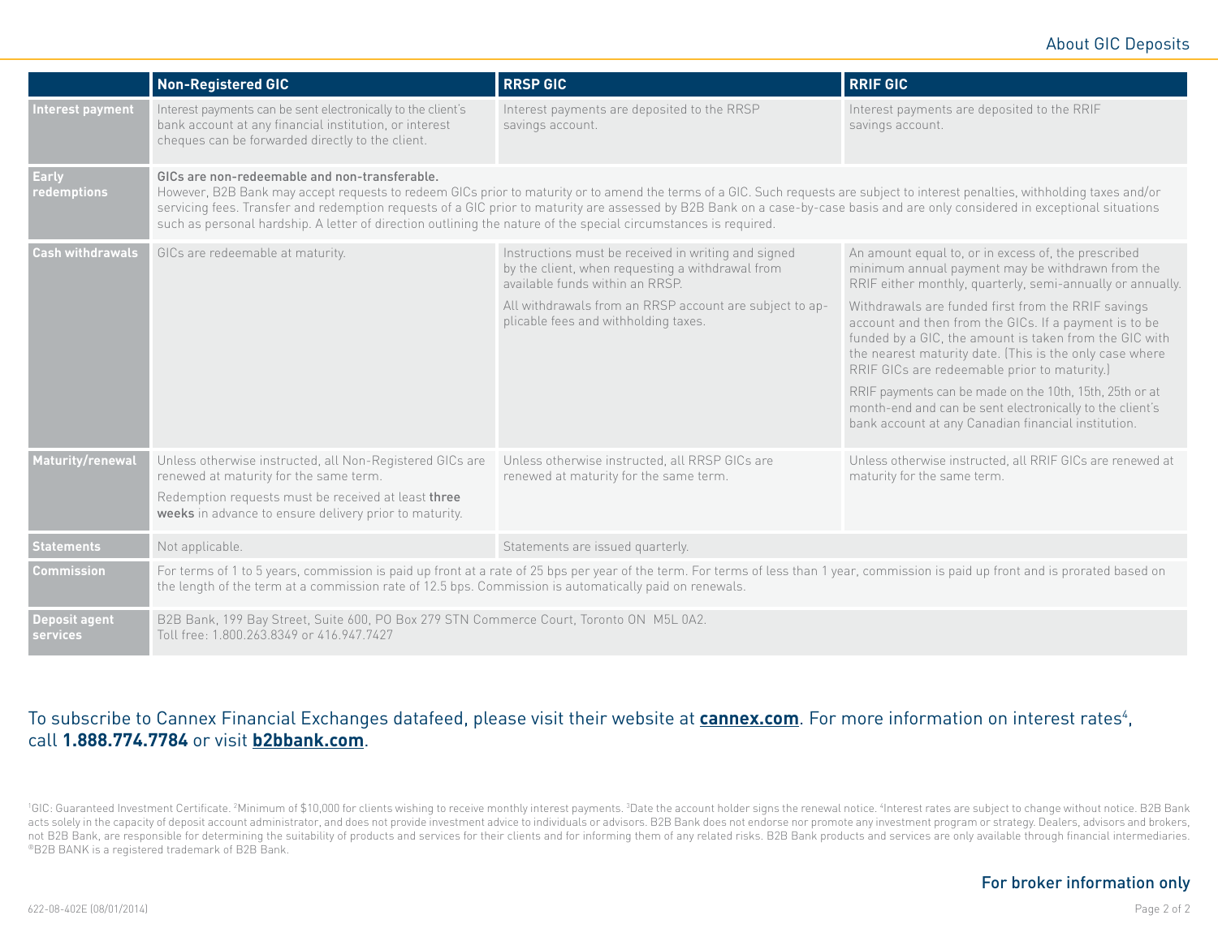|  | Non-Registered GIC | RRSP GIC | RRIF GIC |
|---|---|---|---|
| **Interest payment** | Interest payments can be sent electronically to the client's bank account at any financial institution, or interest cheques can be forwarded directly to the client. | Interest payments are deposited to the RRSP savings account. | Interest payments are deposited to the RRIF savings account. |
| **Early redemptions** | **GICs are non-redeemable and non-transferable.** However, B2B Bank may accept requests to redeem GICs prior to maturity or to amend the terms of a GIC. Such requests are subject to interest penalties, withholding taxes and/or servicing fees. Transfer and redemption requests of a GIC prior to maturity are assessed by B2B Bank on a case-by-case basis and are only considered in exceptional situations such as personal hardship. A letter of direction outlining the nature of the special circumstances is required. | | |
| **Cash withdrawals** | GICs are redeemable at maturity. | Instructions must be received in writing and signed by the client, when requesting a withdrawal from available funds within an RRSP.<br><br>All withdrawals from an RRSP account are subject to applicable fees and withholding taxes. | An amount equal to, or in excess of, the prescribed minimum annual payment may be withdrawn from the RRIF either monthly, quarterly, semi-annually or annually.<br><br>Withdrawals are funded first from the RRIF savings account and then from the GICs. If a payment is to be funded by a GIC, the amount is taken from the GIC with the nearest maturity date. (This is the only case where RRIF GICs are redeemable prior to maturity.)<br><br>RRIF payments can be made on the 10th, 15th, 25th or at month-end and can be sent electronically to the client's bank account at any Canadian financial institution. |
| **Maturity/renewal** | Unless otherwise instructed, all Non-Registered GICs are renewed at maturity for the same term.<br><br>Redemption requests must be received at least **three weeks** in advance to ensure delivery prior to maturity. | Unless otherwise instructed, all RRSP GICs are renewed at maturity for the same term. | Unless otherwise instructed, all RRIF GICs are renewed at maturity for the same term. |
| **Statements** | Not applicable. | Statements are issued quarterly. | |
| **Commission** | For terms of 1 to 5 years, commission is paid up front at a rate of 25 bps per year of the term. For terms of less than 1 year, commission is paid up front and is prorated based on the length of the term at a commission rate of 12.5 bps. Commission is automatically paid on renewals. | | |
| **Deposit agent services** | B2B Bank, 199 Bay Street, Suite 600, PO Box 279 STN Commerce Court, Toronto ON M5L 0A2.<br>Toll free: 1.800.263.8349 or 416.947.7427 | | |

To subscribe to Cannex Financial Exchanges datafeed, please visit their website at **cannex.com**. For more information on interest rates[4], call **1.888.774.7784** or visit **b2bbank.com**.

[1]GIC: Guaranteed Investment Certificate. [2]Minimum of $10,000 for clients wishing to receive monthly interest payments. [3]Date the account holder signs the renewal notice. [4]Interest rates are subject to change without notice. B2B Bank acts solely in the capacity of deposit account administrator, and does not provide investment advice to individuals or advisors. B2B Bank does not endorse nor promote any investment program or strategy. Dealers, advisors and brokers, not B2B Bank, are responsible for determining the suitability of products and services for their clients and for informing them of any related risks. B2B Bank products and services are only available through financial intermediaries. ®B2B BANK is a registered trademark of B2B Bank.

For broker information only

622-08-402E (08/01/2014)